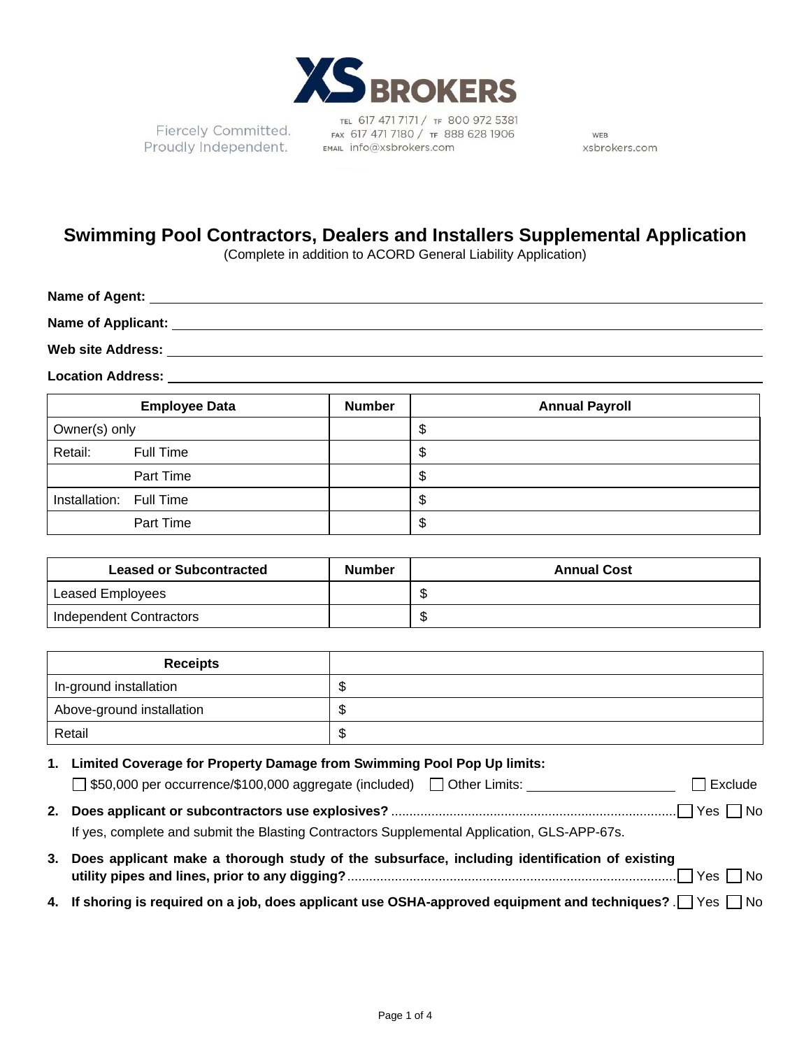XS BROKERS

Fiercely Committed.
Proudly Independent.

TEL 617 471 7171 / TF 800 972 5381
FAX 617 471 7180 / TF 888 628 1906
EMAIL info@xsbrokers.com

WEB
xsbrokers.com

# Swimming Pool Contractors, Dealers and Installers Supplemental Application

(Complete in addition to ACORD General Liability Application)

**Name of Agent:** ______________________________

**Name of Applicant:** ______________________________

**Web site Address:** ______________________________

**Location Address:** ______________________________

| Employee Data | Number | Annual Payroll |
|---|---|---|
| Owner(s) only | | $ |
| Retail: Full Time | | $ |
| Part Time | | $ |
| Installation: Full Time | | $ |
| Part Time | | $ |

| Leased or Subcontracted | Number | Annual Cost |
|---|---|---|
| Leased Employees | | $ |
| Independent Contractors | | $ |

| Receipts | |
|---|---|
| In-ground installation | $ |
| Above-ground installation | $ |
| Retail | $ |

1. **Limited Coverage for Property Damage from Swimming Pool Pop Up limits:**
   ☐ $50,000 per occurrence/$100,000 aggregate (included) ☐ Other Limits: ______________ ☐ Exclude

2. **Does applicant or subcontractors use explosives?** ☐ Yes ☐ No
   If yes, complete and submit the Blasting Contractors Supplemental Application, GLS-APP-67s.

3. **Does applicant make a thorough study of the subsurface, including identification of existing utility pipes and lines, prior to any digging?** ☐ Yes ☐ No

4. **If shoring is required on a job, does applicant use OSHA-approved equipment and techniques?** ☐ Yes ☐ No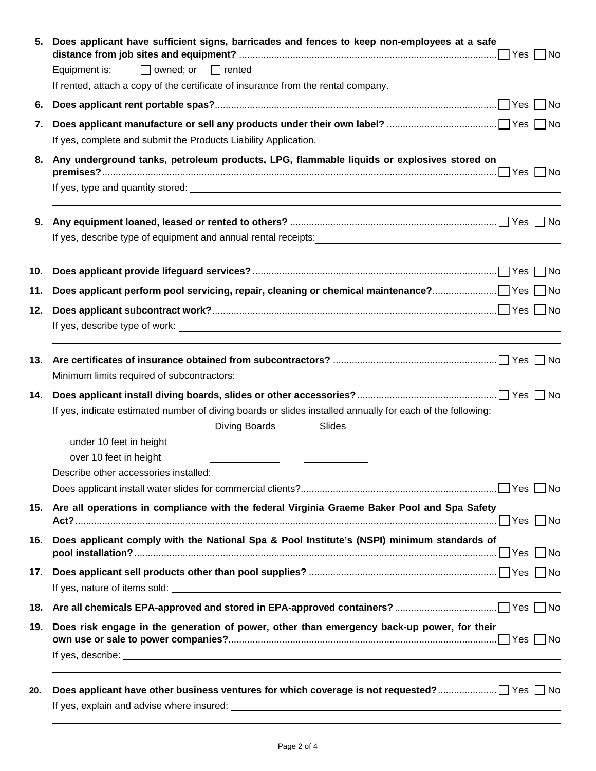5. **Does applicant have sufficient signs, barricades and fences to keep non-employees at a safe distance from job sites and equipment?** ☐ Yes ☐ No

   Equipment is: ☐ owned; or ☐ rented

   If rented, attach a copy of the certificate of insurance from the rental company.

6. **Does applicant rent portable spas?** ☐ Yes ☐ No

7. **Does applicant manufacture or sell any products under their own label?** ☐ Yes ☐ No

   If yes, complete and submit the Products Liability Application.

8. **Any underground tanks, petroleum products, LPG, flammable liquids or explosives stored on premises?** ☐ Yes ☐ No

   If yes, type and quantity stored: ______________________________

9. **Any equipment loaned, leased or rented to others?** ☐ Yes ☐ No

   If yes, describe type of equipment and annual rental receipts: ______________________________

10. **Does applicant provide lifeguard services?** ☐ Yes ☐ No

11. **Does applicant perform pool servicing, repair, cleaning or chemical maintenance?** ☐ Yes ☐ No

12. **Does applicant subcontract work?** ☐ Yes ☐ No

    If yes, describe type of work: ______________________________

13. **Are certificates of insurance obtained from subcontractors?** ☐ Yes ☐ No

    Minimum limits required of subcontractors: ______________________________

14. **Does applicant install diving boards, slides or other accessories?** ☐ Yes ☐ No

    If yes, indicate estimated number of diving boards or slides installed annually for each of the following:

    | | Diving Boards | Slides |
    |---|---|---|
    | under 10 feet in height | | |
    | over 10 feet in height | | |

    Describe other accessories installed: ______________________________

    Does applicant install water slides for commercial clients? ☐ Yes ☐ No

15. **Are all operations in compliance with the federal Virginia Graeme Baker Pool and Spa Safety Act?** ☐ Yes ☐ No

16. **Does applicant comply with the National Spa & Pool Institute's (NSPI) minimum standards of pool installation?** ☐ Yes ☐ No

17. **Does applicant sell products other than pool supplies?** ☐ Yes ☐ No

    If yes, nature of items sold: ______________________________

18. **Are all chemicals EPA-approved and stored in EPA-approved containers?** ☐ Yes ☐ No

19. **Does risk engage in the generation of power, other than emergency back-up power, for their own use or sale to power companies?** ☐ Yes ☐ No

    If yes, describe: ______________________________

20. **Does applicant have other business ventures for which coverage is not requested?** ☐ Yes ☐ No

    If yes, explain and advise where insured: ______________________________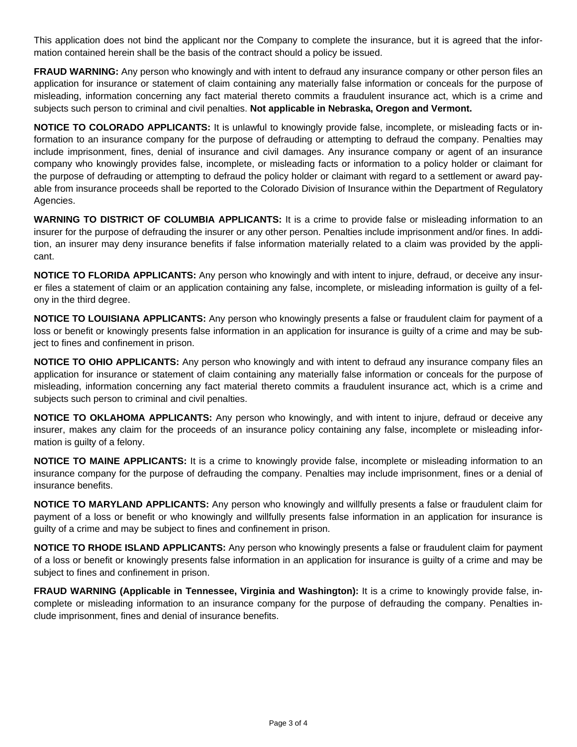This application does not bind the applicant nor the Company to complete the insurance, but it is agreed that the information contained herein shall be the basis of the contract should a policy be issued.

**FRAUD WARNING:** Any person who knowingly and with intent to defraud any insurance company or other person files an application for insurance or statement of claim containing any materially false information or conceals for the purpose of misleading, information concerning any fact material thereto commits a fraudulent insurance act, which is a crime and subjects such person to criminal and civil penalties. **Not applicable in Nebraska, Oregon and Vermont.**

**NOTICE TO COLORADO APPLICANTS:** It is unlawful to knowingly provide false, incomplete, or misleading facts or information to an insurance company for the purpose of defrauding or attempting to defraud the company. Penalties may include imprisonment, fines, denial of insurance and civil damages. Any insurance company or agent of an insurance company who knowingly provides false, incomplete, or misleading facts or information to a policy holder or claimant for the purpose of defrauding or attempting to defraud the policy holder or claimant with regard to a settlement or award payable from insurance proceeds shall be reported to the Colorado Division of Insurance within the Department of Regulatory Agencies.

**WARNING TO DISTRICT OF COLUMBIA APPLICANTS:** It is a crime to provide false or misleading information to an insurer for the purpose of defrauding the insurer or any other person. Penalties include imprisonment and/or fines. In addition, an insurer may deny insurance benefits if false information materially related to a claim was provided by the applicant.

**NOTICE TO FLORIDA APPLICANTS:** Any person who knowingly and with intent to injure, defraud, or deceive any insurer files a statement of claim or an application containing any false, incomplete, or misleading information is guilty of a felony in the third degree.

**NOTICE TO LOUISIANA APPLICANTS:** Any person who knowingly presents a false or fraudulent claim for payment of a loss or benefit or knowingly presents false information in an application for insurance is guilty of a crime and may be subject to fines and confinement in prison.

**NOTICE TO OHIO APPLICANTS:** Any person who knowingly and with intent to defraud any insurance company files an application for insurance or statement of claim containing any materially false information or conceals for the purpose of misleading, information concerning any fact material thereto commits a fraudulent insurance act, which is a crime and subjects such person to criminal and civil penalties.

**NOTICE TO OKLAHOMA APPLICANTS:** Any person who knowingly, and with intent to injure, defraud or deceive any insurer, makes any claim for the proceeds of an insurance policy containing any false, incomplete or misleading information is guilty of a felony.

**NOTICE TO MAINE APPLICANTS:** It is a crime to knowingly provide false, incomplete or misleading information to an insurance company for the purpose of defrauding the company. Penalties may include imprisonment, fines or a denial of insurance benefits.

**NOTICE TO MARYLAND APPLICANTS:** Any person who knowingly and willfully presents a false or fraudulent claim for payment of a loss or benefit or who knowingly and willfully presents false information in an application for insurance is guilty of a crime and may be subject to fines and confinement in prison.

**NOTICE TO RHODE ISLAND APPLICANTS:** Any person who knowingly presents a false or fraudulent claim for payment of a loss or benefit or knowingly presents false information in an application for insurance is guilty of a crime and may be subject to fines and confinement in prison.

**FRAUD WARNING (Applicable in Tennessee, Virginia and Washington):** It is a crime to knowingly provide false, incomplete or misleading information to an insurance company for the purpose of defrauding the company. Penalties include imprisonment, fines and denial of insurance benefits.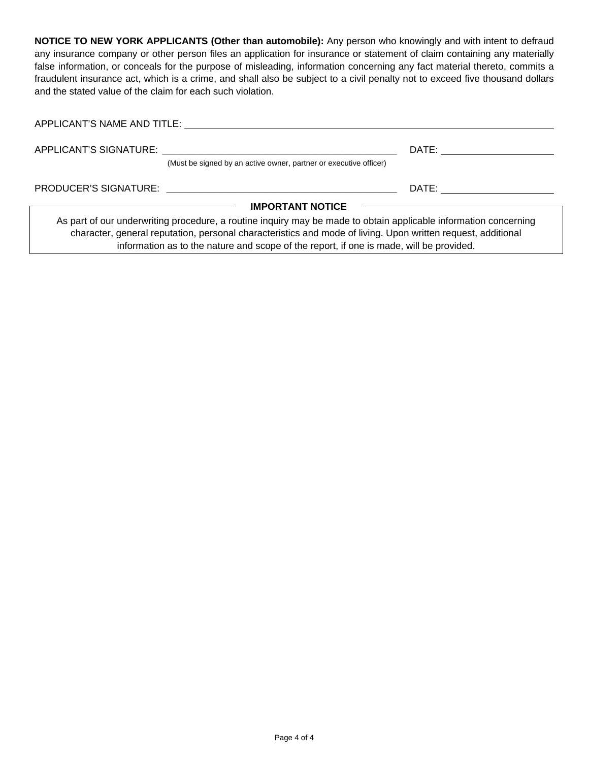**NOTICE TO NEW YORK APPLICANTS (Other than automobile):** Any person who knowingly and with intent to defraud any insurance company or other person files an application for insurance or statement of claim containing any materially false information, or conceals for the purpose of misleading, information concerning any fact material thereto, commits a fraudulent insurance act, which is a crime, and shall also be subject to a civil penalty not to exceed five thousand dollars and the stated value of the claim for each such violation.

APPLICANT'S NAME AND TITLE: ____________________________________________

APPLICANT'S SIGNATURE: ______________________________ DATE: ______________
(Must be signed by an active owner, partner or executive officer)

PRODUCER'S SIGNATURE: ______________________________ DATE: ______________

**IMPORTANT NOTICE**

As part of our underwriting procedure, a routine inquiry may be made to obtain applicable information concerning character, general reputation, personal characteristics and mode of living. Upon written request, additional information as to the nature and scope of the report, if one is made, will be provided.